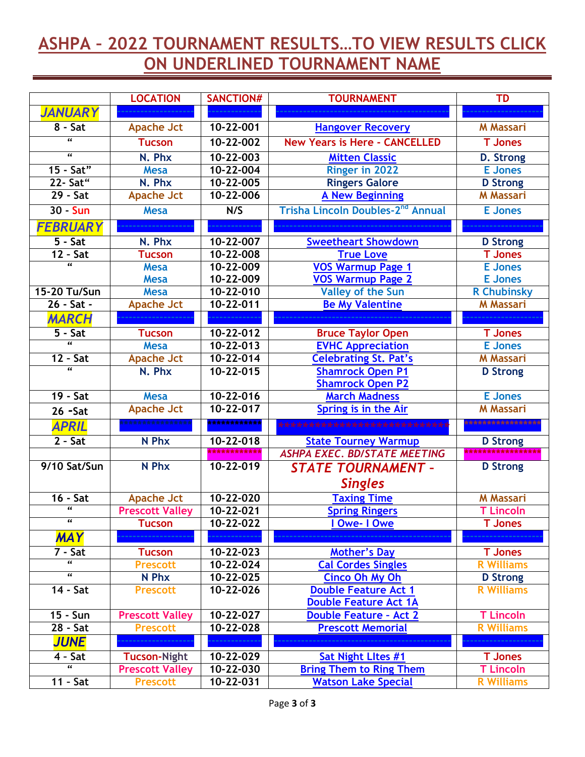# ASHPA – 2022 TOURNAMENT RESULTS…TO VIEW RESULTS CLICK ON UNDERLINED TOURNAMENT NAME

| | LOCATION | SANCTION# | TOURNAMENT | TD |
|---|---|---|---|---|
| ***JANUARY*** | | | | |
| 8 - Sat | Apache Jct | 10-22-001 | Hangover Recovery | M Massari |
| " | Tucson | 10-22-002 | New Years is Here - CANCELLED | T Jones |
| " | N. Phx | 10-22-003 | Mitten Classic | D. Strong |
| 15 - Sat" | Mesa | 10-22-004 | Ringer in 2022 | E Jones |
| 22- Sat" | N. Phx | 10-22-005 | Ringers Galore | D Strong |
| 29 - Sat | Apache Jct | 10-22-006 | A New Beginning | M Massari |
| 30 - Sun | Mesa | N/S | Trisha Lincoln Doubles-2nd Annual | E Jones |
| ***FEBRUARY*** | | | | |
| 5 - Sat | N. Phx | 10-22-007 | Sweetheart Showdown | D Strong |
| 12 - Sat | Tucson | 10-22-008 | True Love | T Jones |
| " | Mesa<br>Mesa | 10-22-009<br>10-22-009 | VOS Warmup Page 1<br>VOS Warmup Page 2 | E Jones<br>E Jones |
| 15-20 Tu/Sun | Mesa | 10-22-010 | Valley of the Sun | R Chubinsky |
| 26 - Sat - | Apache Jct | 10-22-011 | Be My Valentine | M Massari |
| ***MARCH*** | | | | |
| 5 - Sat | Tucson | 10-22-012 | Bruce Taylor Open | T Jones |
| " | Mesa | 10-22-013 | EVHC Appreciation | E Jones |
| 12 - Sat | Apache Jct | 10-22-014 | Celebrating St. Pat's | M Massari |
| " | N. Phx | 10-22-015 | Shamrock Open P1<br>Shamrock Open P2 | D Strong |
| 19 - Sat | Mesa | 10-22-016 | March Madness | E Jones |
| 26 -Sat | Apache Jct | 10-22-017 | Spring is in the Air | M Massari |
| ***APRIL*** | ****************** | ************ | ****************************** | ***************** |
| 2 - Sat | N Phx | 10-22-018 | State Tourney Warmup | D Strong |
| | | ************ | *ASHPA EXEC. BD/STATE MEETING* | ***************** |
| 9/10 Sat/Sun | N Phx | 10-22-019 | ***STATE TOURNAMENT – Singles*** | D Strong |
| 16 - Sat | Apache Jct | 10-22-020 | Taxing Time | M Massari |
| " | Prescott Valley | 10-22-021 | Spring Ringers | T Lincoln |
| " | Tucson | 10-22-022 | I Owe- I Owe | T Jones |
| ***MAY*** | | | | |
| 7 - Sat | Tucson | 10-22-023 | Mother's Day | T Jones |
| " | Prescott | 10-22-024 | Cal Cordes Singles | R Williams |
| " | N Phx | 10-22-025 | Cinco Oh My Oh | D Strong |
| 14 - Sat | Prescott | 10-22-026 | Double Feature Act 1<br>Double Feature Act 1A | R Williams |
| 15 - Sun | Prescott Valley | 10-22-027 | Double Feature - Act 2 | T Lincoln |
| 28 - Sat | Prescott | 10-22-028 | Prescott Memorial | R Williams |
| ***JUNE*** | | | | |
| 4 - Sat | Tucson-Night | 10-22-029 | Sat Night LItes #1 | T Jones |
| " | Prescott Valley | 10-22-030 | Bring Them to Ring Them | T Lincoln |
| 11 - Sat | Prescott | 10-22-031 | Watson Lake Special | R Williams |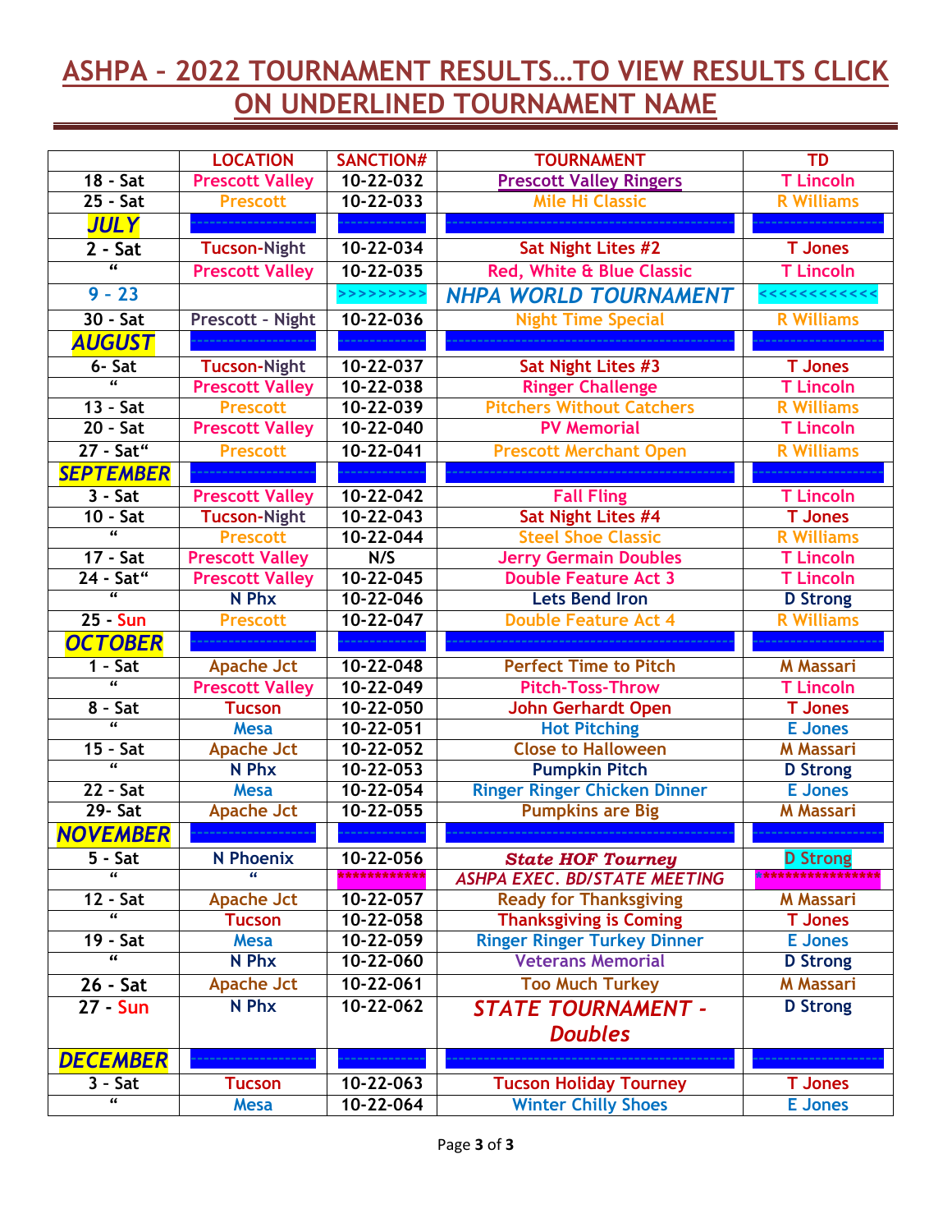# ASHPA – 2022 TOURNAMENT RESULTS…TO VIEW RESULTS CLICK ON UNDERLINED TOURNAMENT NAME

| | LOCATION | SANCTION# | TOURNAMENT | TD |
|---|---|---|---|---|
| 18 - Sat | Prescott Valley | 10-22-032 | Prescott Valley Ringers | T Lincoln |
| 25 - Sat | Prescott | 10-22-033 | Mile Hi Classic | R Williams |
| ***JULY*** | | | | |
| 2 - Sat | Tucson-Night | 10-22-034 | Sat Night Lites #2 | T Jones |
| " | Prescott Valley | 10-22-035 | Red, White & Blue Classic | T Lincoln |
| 9 - 23 | | >>>>>>>>> | *NHPA WORLD TOURNAMENT* | <<<<<<<<<<<< |
| 30 - Sat | Prescott - Night | 10-22-036 | Night Time Special | R Williams |
| ***AUGUST*** | | | | |
| 6- Sat | Tucson-Night | 10-22-037 | Sat Night Lites #3 | T Jones |
| " | Prescott Valley | 10-22-038 | Ringer Challenge | T Lincoln |
| 13 - Sat | Prescott | 10-22-039 | Pitchers Without Catchers | R Williams |
| 20 - Sat | Prescott Valley | 10-22-040 | PV Memorial | T Lincoln |
| 27 - Sat" | Prescott | 10-22-041 | Prescott Merchant Open | R Williams |
| ***SEPTEMBER*** | | | | |
| 3 - Sat | Prescott Valley | 10-22-042 | Fall Fling | T Lincoln |
| 10 - Sat | Tucson-Night | 10-22-043 | Sat Night Lites #4 | T Jones |
| " | Prescott | 10-22-044 | Steel Shoe Classic | R Williams |
| 17 - Sat | Prescott Valley | N/S | Jerry Germain Doubles | T Lincoln |
| 24 - Sat" | Prescott Valley | 10-22-045 | Double Feature Act 3 | T Lincoln |
| " | N Phx | 10-22-046 | Lets Bend Iron | D Strong |
| 25 - Sun | Prescott | 10-22-047 | Double Feature Act 4 | R Williams |
| ***OCTOBER*** | | | | |
| 1 - Sat | Apache Jct | 10-22-048 | Perfect Time to Pitch | M Massari |
| " | Prescott Valley | 10-22-049 | Pitch-Toss-Throw | T Lincoln |
| 8 - Sat | Tucson | 10-22-050 | John Gerhardt Open | T Jones |
| " | Mesa | 10-22-051 | Hot Pitching | E Jones |
| 15 - Sat | Apache Jct | 10-22-052 | Close to Halloween | M Massari |
| " | N Phx | 10-22-053 | Pumpkin Pitch | D Strong |
| 22 - Sat | Mesa | 10-22-054 | Ringer Ringer Chicken Dinner | E Jones |
| 29- Sat | Apache Jct | 10-22-055 | Pumpkins are Big | M Massari |
| ***NOVEMBER*** | | | | |
| 5 - Sat | N Phoenix | 10-22-056 | ***State HOF Tourney*** | D Strong |
| " | " | ************ | *ASHPA EXEC. BD/STATE MEETING* | **************** |
| 12 - Sat | Apache Jct | 10-22-057 | Ready for Thanksgiving | M Massari |
| " | Tucson | 10-22-058 | Thanksgiving is Coming | T Jones |
| 19 - Sat | Mesa | 10-22-059 | Ringer Ringer Turkey Dinner | E Jones |
| " | N Phx | 10-22-060 | Veterans Memorial | D Strong |
| 26 - Sat | Apache Jct | 10-22-061 | Too Much Turkey | M Massari |
| 27 - Sun | N Phx | 10-22-062 | *STATE TOURNAMENT - Doubles* | D Strong |
| ***DECEMBER*** | | | | |
| 3 - Sat | Tucson | 10-22-063 | Tucson Holiday Tourney | T Jones |
| " | Mesa | 10-22-064 | Winter Chilly Shoes | E Jones |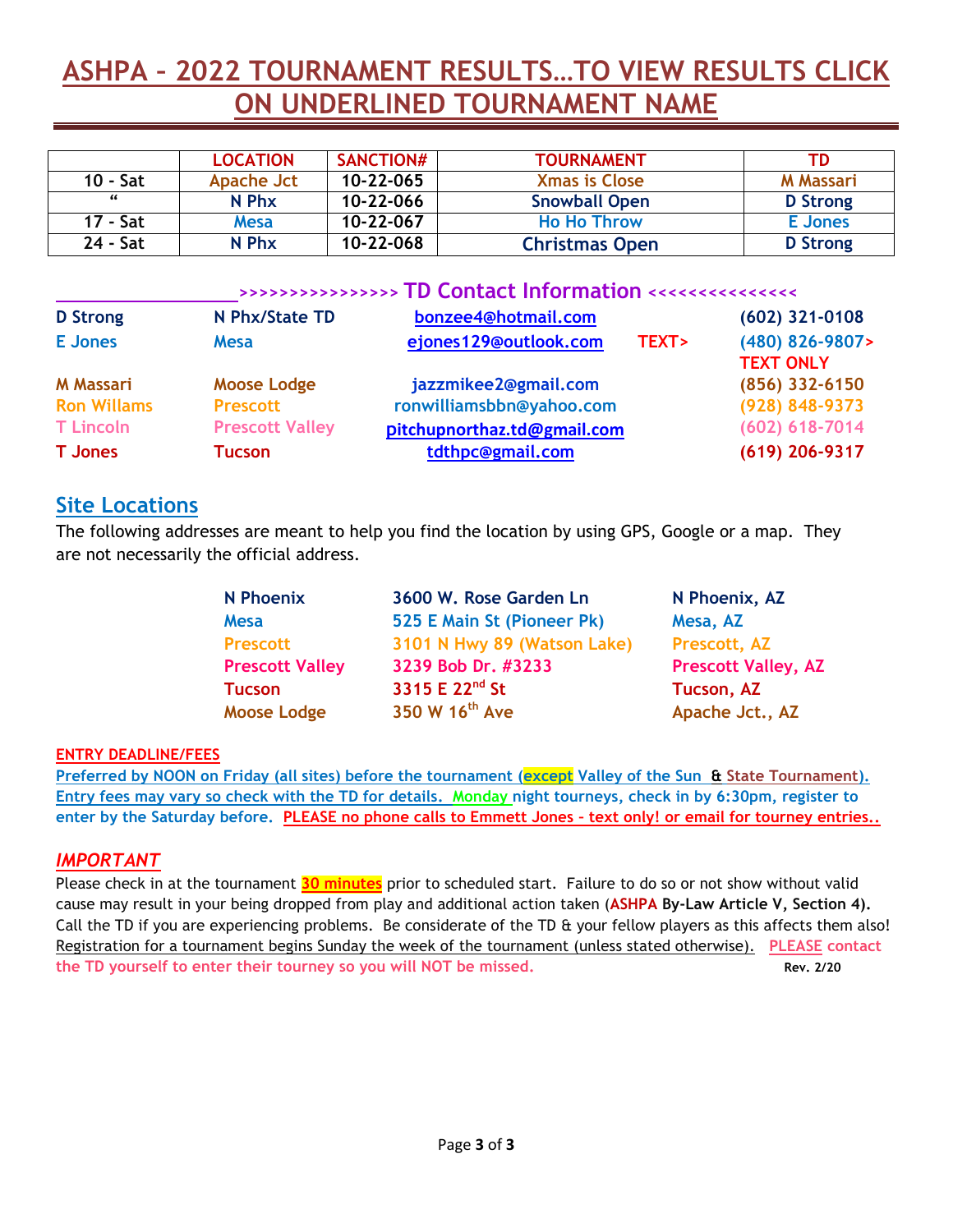# ASHPA – 2022 TOURNAMENT RESULTS…TO VIEW RESULTS CLICK ON UNDERLINED TOURNAMENT NAME

| | LOCATION | SANCTION# | TOURNAMENT | TD |
|---|---|---|---|---|
| 10 - Sat | Apache Jct | 10-22-065 | Xmas is Close | M Massari |
| " | N Phx | 10-22-066 | Snowball Open | D Strong |
| 17 - Sat | Mesa | 10-22-067 | Ho Ho Throw | E Jones |
| 24 - Sat | N Phx | 10-22-068 | Christmas Open | D Strong |

## >>>>>>>>>>>>>>>> TD Contact Information <<<<<<<<<<<<<<<

| | | | | |
|---|---|---|---|---|
| D Strong | N Phx/State TD | bonzee4@hotmail.com | | (602) 321-0108 |
| E Jones | Mesa | ejones129@outlook.com | TEXT> | (480) 826-9807> TEXT ONLY |
| M Massari | Moose Lodge | jazzmikee2@gmail.com | | (856) 332-6150 |
| Ron Willams | Prescott | ronwilliamsbbn@yahoo.com | | (928) 848-9373 |
| T Lincoln | Prescott Valley | pitchupnorthaz.td@gmail.com | | (602) 618-7014 |
| T Jones | Tucson | tdthpc@gmail.com | | (619) 206-9317 |

## Site Locations

The following addresses are meant to help you find the location by using GPS, Google or a map. They are not necessarily the official address.

| | | |
|---|---|---|
| N Phoenix | 3600 W. Rose Garden Ln | N Phoenix, AZ |
| Mesa | 525 E Main St (Pioneer Pk) | Mesa, AZ |
| Prescott | 3101 N Hwy 89 (Watson Lake) | Prescott, AZ |
| Prescott Valley | 3239 Bob Dr. #3233 | Prescott Valley, AZ |
| Tucson | 3315 E 22nd St | Tucson, AZ |
| Moose Lodge | 350 W 16th Ave | Apache Jct., AZ |

**ENTRY DEADLINE/FEES**

**Preferred by NOON on Friday (all sites) before the tournament (except Valley of the Sun & State Tournament). Entry fees may vary so check with the TD for details. Monday night tourneys, check in by 6:30pm, register to enter by the Saturday before. PLEASE no phone calls to Emmett Jones – text only! or email for tourney entries..**

### *IMPORTANT*

Please check in at the tournament **30 minutes** prior to scheduled start. Failure to do so or not show without valid cause may result in your being dropped from play and additional action taken (**ASHPA By-Law Article V, Section 4).** Call the TD if you are experiencing problems. Be considerate of the TD & your fellow players as this affects them also! Registration for a tournament begins Sunday the week of the tournament (unless stated otherwise). **PLEASE contact the TD yourself to enter their tourney so you will NOT be missed.** Rev. 2/20